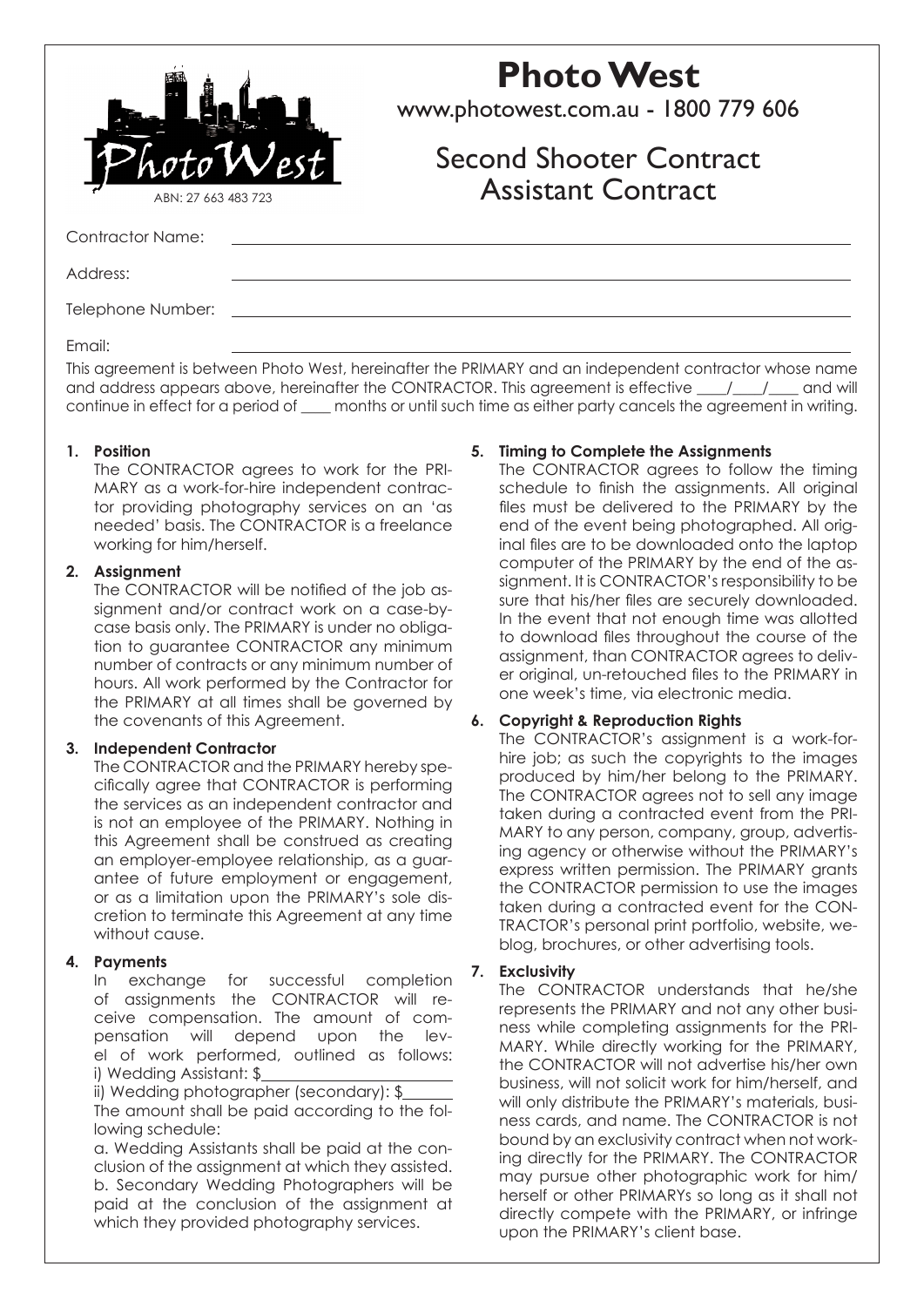PhotoWest

ABN: 27 663 483 723

# Photo West

www.photowest.com.au - 1800 779 606

## Second Shooter Contract
## Assistant Contract

Contractor Name: ______________________________

Address: ______________________________

Telephone Number: ______________________________

Email: ______________________________

This agreement is between Photo West, hereinafter the PRIMARY and an independent contractor whose name and address appears above, hereinafter the CONTRACTOR. This agreement is effective ____/____/____ and will continue in effect for a period of ____ months or until such time as either party cancels the agreement in writing.

**1. Position**

The CONTRACTOR agrees to work for the PRIMARY as a work-for-hire independent contractor providing photography services on an 'as needed' basis. The CONTRACTOR is a freelance working for him/herself.

**2. Assignment**

The CONTRACTOR will be notified of the job assignment and/or contract work on a case-by-case basis only. The PRIMARY is under no obligation to guarantee CONTRACTOR any minimum number of contracts or any minimum number of hours. All work performed by the Contractor for the PRIMARY at all times shall be governed by the covenants of this Agreement.

**3. Independent Contractor**

The CONTRACTOR and the PRIMARY hereby specifically agree that CONTRACTOR is performing the services as an independent contractor and is not an employee of the PRIMARY. Nothing in this Agreement shall be construed as creating an employer-employee relationship, as a guarantee of future employment or engagement, or as a limitation upon the PRIMARY's sole discretion to terminate this Agreement at any time without cause.

**4. Payments**

In exchange for successful completion of assignments the CONTRACTOR will receive compensation. The amount of compensation will depend upon the level of work performed, outlined as follows:

i) Wedding Assistant: $____________

ii) Wedding photographer (secondary): $________

The amount shall be paid according to the following schedule:

a. Wedding Assistants shall be paid at the conclusion of the assignment at which they assisted.

b. Secondary Wedding Photographers will be paid at the conclusion of the assignment at which they provided photography services.

**5. Timing to Complete the Assignments**

The CONTRACTOR agrees to follow the timing schedule to finish the assignments. All original files must be delivered to the PRIMARY by the end of the event being photographed. All original files are to be downloaded onto the laptop computer of the PRIMARY by the end of the assignment. It is CONTRACTOR's responsibility to be sure that his/her files are securely downloaded. In the event that not enough time was allotted to download files throughout the course of the assignment, than CONTRACTOR agrees to deliver original, un-retouched files to the PRIMARY in one week's time, via electronic media.

**6. Copyright & Reproduction Rights**

The CONTRACTOR's assignment is a work-for-hire job; as such the copyrights to the images produced by him/her belong to the PRIMARY. The CONTRACTOR agrees not to sell any image taken during a contracted event from the PRIMARY to any person, company, group, advertising agency or otherwise without the PRIMARY's express written permission. The PRIMARY grants the CONTRACTOR permission to use the images taken during a contracted event for the CONTRACTOR's personal print portfolio, website, weblog, brochures, or other advertising tools.

**7. Exclusivity**

The CONTRACTOR understands that he/she represents the PRIMARY and not any other business while completing assignments for the PRIMARY. While directly working for the PRIMARY, the CONTRACTOR will not advertise his/her own business, will not solicit work for him/herself, and will only distribute the PRIMARY's materials, business cards, and name. The CONTRACTOR is not bound by an exclusivity contract when not working directly for the PRIMARY. The CONTRACTOR may pursue other photographic work for him/herself or other PRIMARYs so long as it shall not directly compete with the PRIMARY, or infringe upon the PRIMARY's client base.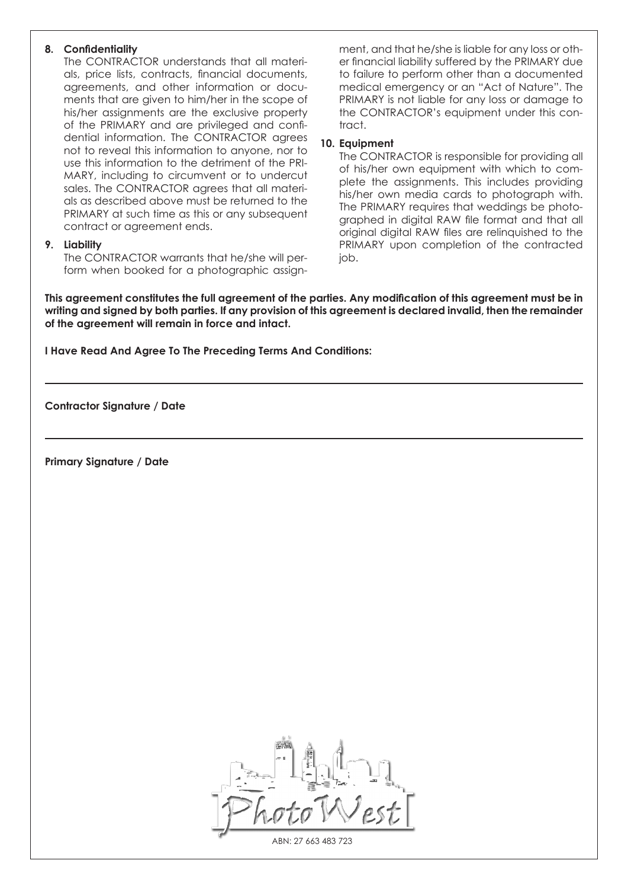**8. Confidentiality**

The CONTRACTOR understands that all materials, price lists, contracts, financial documents, agreements, and other information or documents that are given to him/her in the scope of his/her assignments are the exclusive property of the PRIMARY and are privileged and confidential information. The CONTRACTOR agrees not to reveal this information to anyone, nor to use this information to the detriment of the PRIMARY, including to circumvent or to undercut sales. The CONTRACTOR agrees that all materials as described above must be returned to the PRIMARY at such time as this or any subsequent contract or agreement ends.

**9. Liability**

The CONTRACTOR warrants that he/she will perform when booked for a photographic assignment, and that he/she is liable for any loss or other financial liability suffered by the PRIMARY due to failure to perform other than a documented medical emergency or an "Act of Nature". The PRIMARY is not liable for any loss or damage to the CONTRACTOR's equipment under this contract.

**10. Equipment**

The CONTRACTOR is responsible for providing all of his/her own equipment with which to complete the assignments. This includes providing his/her own media cards to photograph with. The PRIMARY requires that weddings be photographed in digital RAW file format and that all original digital RAW files are relinquished to the PRIMARY upon completion of the contracted job.

**This agreement constitutes the full agreement of the parties. Any modification of this agreement must be in writing and signed by both parties. If any provision of this agreement is declared invalid, then the remainder of the agreement will remain in force and intact.**

**I Have Read And Agree To The Preceding Terms And Conditions:**

---

**Contractor Signature / Date**

---

**Primary Signature / Date**

PhotoWest

ABN: 27 663 483 723